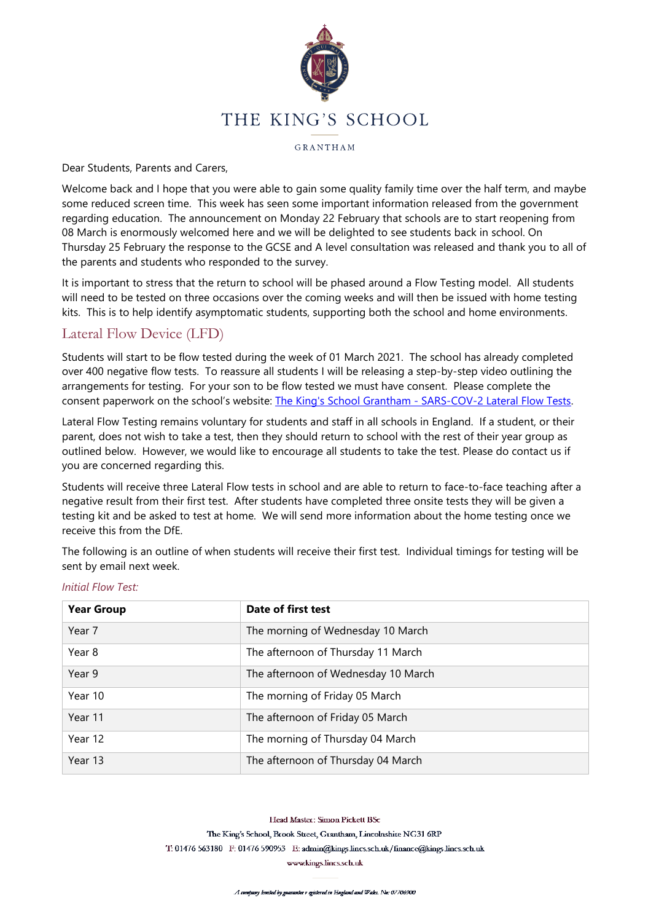# THE KING'S SCHOOL

GRANTHAM

Dear Students, Parents and Carers,

Welcome back and I hope that you were able to gain some quality family time over the half term, and maybe some reduced screen time. This week has seen some important information released from the government regarding education. The announcement on Monday 22 February that schools are to start reopening from 08 March is enormously welcomed here and we will be delighted to see students back in school. On Thursday 25 February the response to the GCSE and A level consultation was released and thank you to all of the parents and students who responded to the survey.

It is important to stress that the return to school will be phased around a Flow Testing model. All students will need to be tested on three occasions over the coming weeks and will then be issued with home testing kits. This is to help identify asymptomatic students, supporting both the school and home environments.

## Lateral Flow Device (LFD)

Students will start to be flow tested during the week of 01 March 2021. The school has already completed over 400 negative flow tests. To reassure all students I will be releasing a step-by-step video outlining the arrangements for testing. For your son to be flow tested we must have consent. Please complete the consent paperwork on the school's website: The King's School Grantham - SARS-COV-2 Lateral Flow Tests.

Lateral Flow Testing remains voluntary for students and staff in all schools in England. If a student, or their parent, does not wish to take a test, then they should return to school with the rest of their year group as outlined below. However, we would like to encourage all students to take the test. Please do contact us if you are concerned regarding this.

Students will receive three Lateral Flow tests in school and are able to return to face-to-face teaching after a negative result from their first test. After students have completed three onsite tests they will be given a testing kit and be asked to test at home. We will send more information about the home testing once we receive this from the DfE.

The following is an outline of when students will receive their first test. Individual timings for testing will be sent by email next week.

*Initial Flow Test:*

| Year Group | Date of first test |
|---|---|
| Year 7 | The morning of Wednesday 10 March |
| Year 8 | The afternoon of Thursday 11 March |
| Year 9 | The afternoon of Wednesday 10 March |
| Year 10 | The morning of Friday 05 March |
| Year 11 | The afternoon of Friday 05 March |
| Year 12 | The morning of Thursday 04 March |
| Year 13 | The afternoon of Thursday 04 March |

Head Master: Simon Pickett BSc

The King's School, Brook Street, Grantham, Lincolnshire NG31 6RP

T: 01476 563180 F: 01476 590953 E: admin@kings.lincs.sch.uk/finance@kings.lincs.sch.uk

www.kings.lincs.sch.uk

*A company limited by guarantee registered in England and Wales. No: 07706900*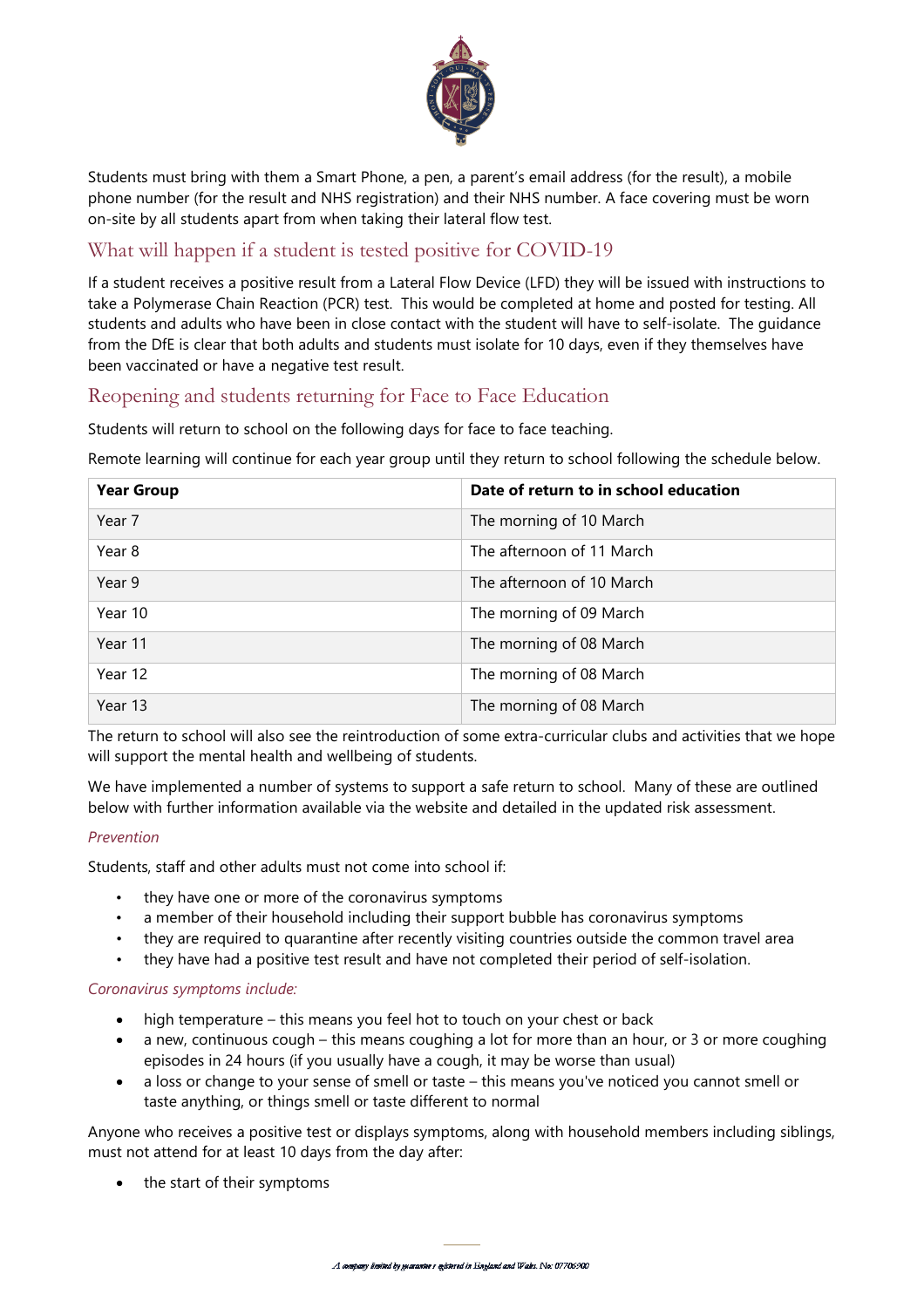Students must bring with them a Smart Phone, a pen, a parent's email address (for the result), a mobile phone number (for the result and NHS registration) and their NHS number. A face covering must be worn on-site by all students apart from when taking their lateral flow test.

## What will happen if a student is tested positive for COVID-19

If a student receives a positive result from a Lateral Flow Device (LFD) they will be issued with instructions to take a Polymerase Chain Reaction (PCR) test. This would be completed at home and posted for testing. All students and adults who have been in close contact with the student will have to self-isolate. The guidance from the DfE is clear that both adults and students must isolate for 10 days, even if they themselves have been vaccinated or have a negative test result.

## Reopening and students returning for Face to Face Education

Students will return to school on the following days for face to face teaching.

Remote learning will continue for each year group until they return to school following the schedule below.

| Year Group | Date of return to in school education |
|---|---|
| Year 7 | The morning of 10 March |
| Year 8 | The afternoon of 11 March |
| Year 9 | The afternoon of 10 March |
| Year 10 | The morning of 09 March |
| Year 11 | The morning of 08 March |
| Year 12 | The morning of 08 March |
| Year 13 | The morning of 08 March |

The return to school will also see the reintroduction of some extra-curricular clubs and activities that we hope will support the mental health and wellbeing of students.

We have implemented a number of systems to support a safe return to school. Many of these are outlined below with further information available via the website and detailed in the updated risk assessment.

*Prevention*

Students, staff and other adults must not come into school if:

- they have one or more of the coronavirus symptoms
- a member of their household including their support bubble has coronavirus symptoms
- they are required to quarantine after recently visiting countries outside the common travel area
- they have had a positive test result and have not completed their period of self-isolation.

*Coronavirus symptoms include:*

- high temperature – this means you feel hot to touch on your chest or back
- a new, continuous cough – this means coughing a lot for more than an hour, or 3 or more coughing episodes in 24 hours (if you usually have a cough, it may be worse than usual)
- a loss or change to your sense of smell or taste – this means you've noticed you cannot smell or taste anything, or things smell or taste different to normal

Anyone who receives a positive test or displays symptoms, along with household members including siblings, must not attend for at least 10 days from the day after:

- the start of their symptoms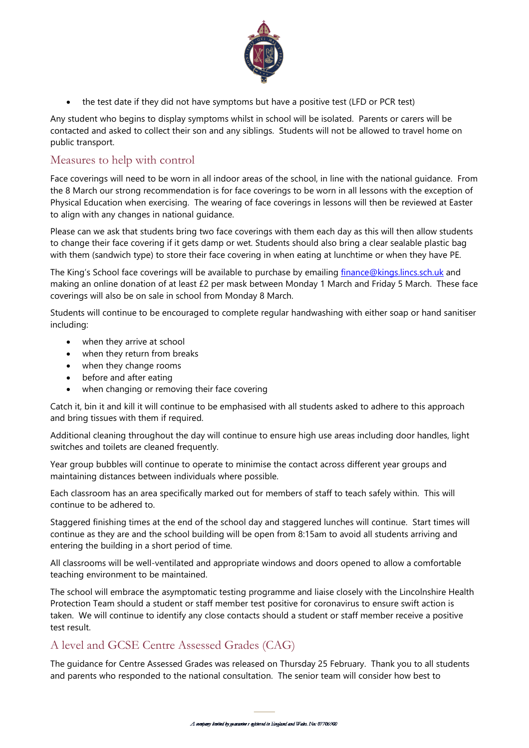- the test date if they did not have symptoms but have a positive test (LFD or PCR test)

Any student who begins to display symptoms whilst in school will be isolated. Parents or carers will be contacted and asked to collect their son and any siblings. Students will not be allowed to travel home on public transport.

## Measures to help with control

Face coverings will need to be worn in all indoor areas of the school, in line with the national guidance. From the 8 March our strong recommendation is for face coverings to be worn in all lessons with the exception of Physical Education when exercising. The wearing of face coverings in lessons will then be reviewed at Easter to align with any changes in national guidance.

Please can we ask that students bring two face coverings with them each day as this will then allow students to change their face covering if it gets damp or wet. Students should also bring a clear sealable plastic bag with them (sandwich type) to store their face covering in when eating at lunchtime or when they have PE.

The King's School face coverings will be available to purchase by emailing finance@kings.lincs.sch.uk and making an online donation of at least £2 per mask between Monday 1 March and Friday 5 March. These face coverings will also be on sale in school from Monday 8 March.

Students will continue to be encouraged to complete regular handwashing with either soap or hand sanitiser including:

- when they arrive at school
- when they return from breaks
- when they change rooms
- before and after eating
- when changing or removing their face covering

Catch it, bin it and kill it will continue to be emphasised with all students asked to adhere to this approach and bring tissues with them if required.

Additional cleaning throughout the day will continue to ensure high use areas including door handles, light switches and toilets are cleaned frequently.

Year group bubbles will continue to operate to minimise the contact across different year groups and maintaining distances between individuals where possible.

Each classroom has an area specifically marked out for members of staff to teach safely within. This will continue to be adhered to.

Staggered finishing times at the end of the school day and staggered lunches will continue. Start times will continue as they are and the school building will be open from 8:15am to avoid all students arriving and entering the building in a short period of time.

All classrooms will be well-ventilated and appropriate windows and doors opened to allow a comfortable teaching environment to be maintained.

The school will embrace the asymptomatic testing programme and liaise closely with the Lincolnshire Health Protection Team should a student or staff member test positive for coronavirus to ensure swift action is taken. We will continue to identify any close contacts should a student or staff member receive a positive test result.

## A level and GCSE Centre Assessed Grades (CAG)

The guidance for Centre Assessed Grades was released on Thursday 25 February. Thank you to all students and parents who responded to the national consultation. The senior team will consider how best to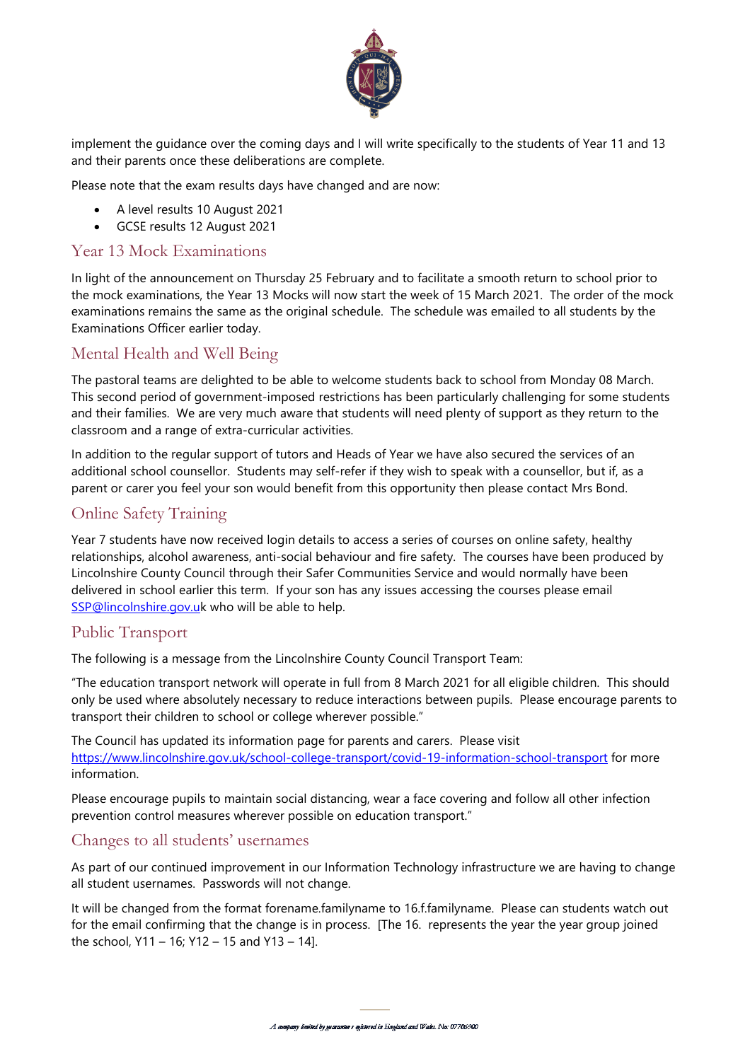implement the guidance over the coming days and I will write specifically to the students of Year 11 and 13 and their parents once these deliberations are complete.

Please note that the exam results days have changed and are now:

- A level results 10 August 2021
- GCSE results 12 August 2021

## Year 13 Mock Examinations

In light of the announcement on Thursday 25 February and to facilitate a smooth return to school prior to the mock examinations, the Year 13 Mocks will now start the week of 15 March 2021. The order of the mock examinations remains the same as the original schedule. The schedule was emailed to all students by the Examinations Officer earlier today.

## Mental Health and Well Being

The pastoral teams are delighted to be able to welcome students back to school from Monday 08 March. This second period of government-imposed restrictions has been particularly challenging for some students and their families. We are very much aware that students will need plenty of support as they return to the classroom and a range of extra-curricular activities.

In addition to the regular support of tutors and Heads of Year we have also secured the services of an additional school counsellor. Students may self-refer if they wish to speak with a counsellor, but if, as a parent or carer you feel your son would benefit from this opportunity then please contact Mrs Bond.

## Online Safety Training

Year 7 students have now received login details to access a series of courses on online safety, healthy relationships, alcohol awareness, anti-social behaviour and fire safety. The courses have been produced by Lincolnshire County Council through their Safer Communities Service and would normally have been delivered in school earlier this term. If your son has any issues accessing the courses please email SSP@lincolnshire.gov.uk who will be able to help.

## Public Transport

The following is a message from the Lincolnshire County Council Transport Team:

"The education transport network will operate in full from 8 March 2021 for all eligible children. This should only be used where absolutely necessary to reduce interactions between pupils. Please encourage parents to transport their children to school or college wherever possible."

The Council has updated its information page for parents and carers. Please visit https://www.lincolnshire.gov.uk/school-college-transport/covid-19-information-school-transport for more information.

Please encourage pupils to maintain social distancing, wear a face covering and follow all other infection prevention control measures wherever possible on education transport."

## Changes to all students' usernames

As part of our continued improvement in our Information Technology infrastructure we are having to change all student usernames. Passwords will not change.

It will be changed from the format forename.familyname to 16.f.familyname. Please can students watch out for the email confirming that the change is in process. [The 16. represents the year the year group joined the school, Y11 – 16; Y12 – 15 and Y13 – 14].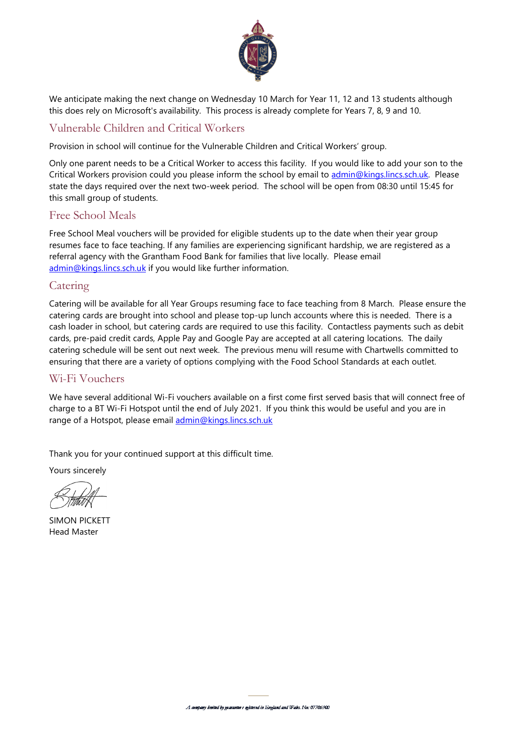We anticipate making the next change on Wednesday 10 March for Year 11, 12 and 13 students although this does rely on Microsoft's availability.  This process is already complete for Years 7, 8, 9 and 10.

## Vulnerable Children and Critical Workers

Provision in school will continue for the Vulnerable Children and Critical Workers' group.

Only one parent needs to be a Critical Worker to access this facility.  If you would like to add your son to the Critical Workers provision could you please inform the school by email to admin@kings.lincs.sch.uk.  Please state the days required over the next two-week period.  The school will be open from 08:30 until 15:45 for this small group of students.

## Free School Meals

Free School Meal vouchers will be provided for eligible students up to the date when their year group resumes face to face teaching. If any families are experiencing significant hardship, we are registered as a referral agency with the Grantham Food Bank for families that live locally.  Please email admin@kings.lincs.sch.uk if you would like further information.

## Catering

Catering will be available for all Year Groups resuming face to face teaching from 8 March.  Please ensure the catering cards are brought into school and please top-up lunch accounts where this is needed.  There is a cash loader in school, but catering cards are required to use this facility.  Contactless payments such as debit cards, pre-paid credit cards, Apple Pay and Google Pay are accepted at all catering locations.  The daily catering schedule will be sent out next week.  The previous menu will resume with Chartwells committed to ensuring that there are a variety of options complying with the Food School Standards at each outlet.

## Wi-Fi Vouchers

We have several additional Wi-Fi vouchers available on a first come first served basis that will connect free of charge to a BT Wi-Fi Hotspot until the end of July 2021.  If you think this would be useful and you are in range of a Hotspot, please email admin@kings.lincs.sch.uk

Thank you for your continued support at this difficult time.

Yours sincerely

SIMON PICKETT
Head Master

A company limited by guarantee registered in England and Wales. No: 07706900